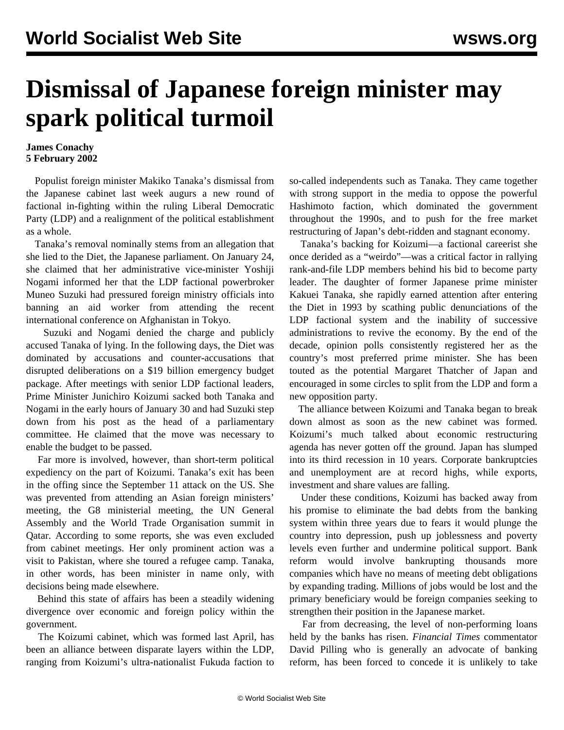# Dismissal of Japanese foreign minister may spark political turmoil

**James Conachy**
**5 February 2002**

Populist foreign minister Makiko Tanaka's dismissal from the Japanese cabinet last week augurs a new round of factional in-fighting within the ruling Liberal Democratic Party (LDP) and a realignment of the political establishment as a whole.

Tanaka's removal nominally stems from an allegation that she lied to the Diet, the Japanese parliament. On January 24, she claimed that her administrative vice-minister Yoshiji Nogami informed her that the LDP factional powerbroker Muneo Suzuki had pressured foreign ministry officials into banning an aid worker from attending the recent international conference on Afghanistan in Tokyo.

Suzuki and Nogami denied the charge and publicly accused Tanaka of lying. In the following days, the Diet was dominated by accusations and counter-accusations that disrupted deliberations on a $19 billion emergency budget package. After meetings with senior LDP factional leaders, Prime Minister Junichiro Koizumi sacked both Tanaka and Nogami in the early hours of January 30 and had Suzuki step down from his post as the head of a parliamentary committee. He claimed that the move was necessary to enable the budget to be passed.

Far more is involved, however, than short-term political expediency on the part of Koizumi. Tanaka's exit has been in the offing since the September 11 attack on the US. She was prevented from attending an Asian foreign ministers' meeting, the G8 ministerial meeting, the UN General Assembly and the World Trade Organisation summit in Qatar. According to some reports, she was even excluded from cabinet meetings. Her only prominent action was a visit to Pakistan, where she toured a refugee camp. Tanaka, in other words, has been minister in name only, with decisions being made elsewhere.

Behind this state of affairs has been a steadily widening divergence over economic and foreign policy within the government.

The Koizumi cabinet, which was formed last April, has been an alliance between disparate layers within the LDP, ranging from Koizumi's ultra-nationalist Fukuda faction to so-called independents such as Tanaka. They came together with strong support in the media to oppose the powerful Hashimoto faction, which dominated the government throughout the 1990s, and to push for the free market restructuring of Japan's debt-ridden and stagnant economy.

Tanaka's backing for Koizumi—a factional careerist she once derided as a "weirdo"—was a critical factor in rallying rank-and-file LDP members behind his bid to become party leader. The daughter of former Japanese prime minister Kakuei Tanaka, she rapidly earned attention after entering the Diet in 1993 by scathing public denunciations of the LDP factional system and the inability of successive administrations to revive the economy. By the end of the decade, opinion polls consistently registered her as the country's most preferred prime minister. She has been touted as the potential Margaret Thatcher of Japan and encouraged in some circles to split from the LDP and form a new opposition party.

The alliance between Koizumi and Tanaka began to break down almost as soon as the new cabinet was formed. Koizumi's much talked about economic restructuring agenda has never gotten off the ground. Japan has slumped into its third recession in 10 years. Corporate bankruptcies and unemployment are at record highs, while exports, investment and share values are falling.

Under these conditions, Koizumi has backed away from his promise to eliminate the bad debts from the banking system within three years due to fears it would plunge the country into depression, push up joblessness and poverty levels even further and undermine political support. Bank reform would involve bankrupting thousands more companies which have no means of meeting debt obligations by expanding trading. Millions of jobs would be lost and the primary beneficiary would be foreign companies seeking to strengthen their position in the Japanese market.

Far from decreasing, the level of non-performing loans held by the banks has risen. *Financial Times* commentator David Pilling who is generally an advocate of banking reform, has been forced to concede it is unlikely to take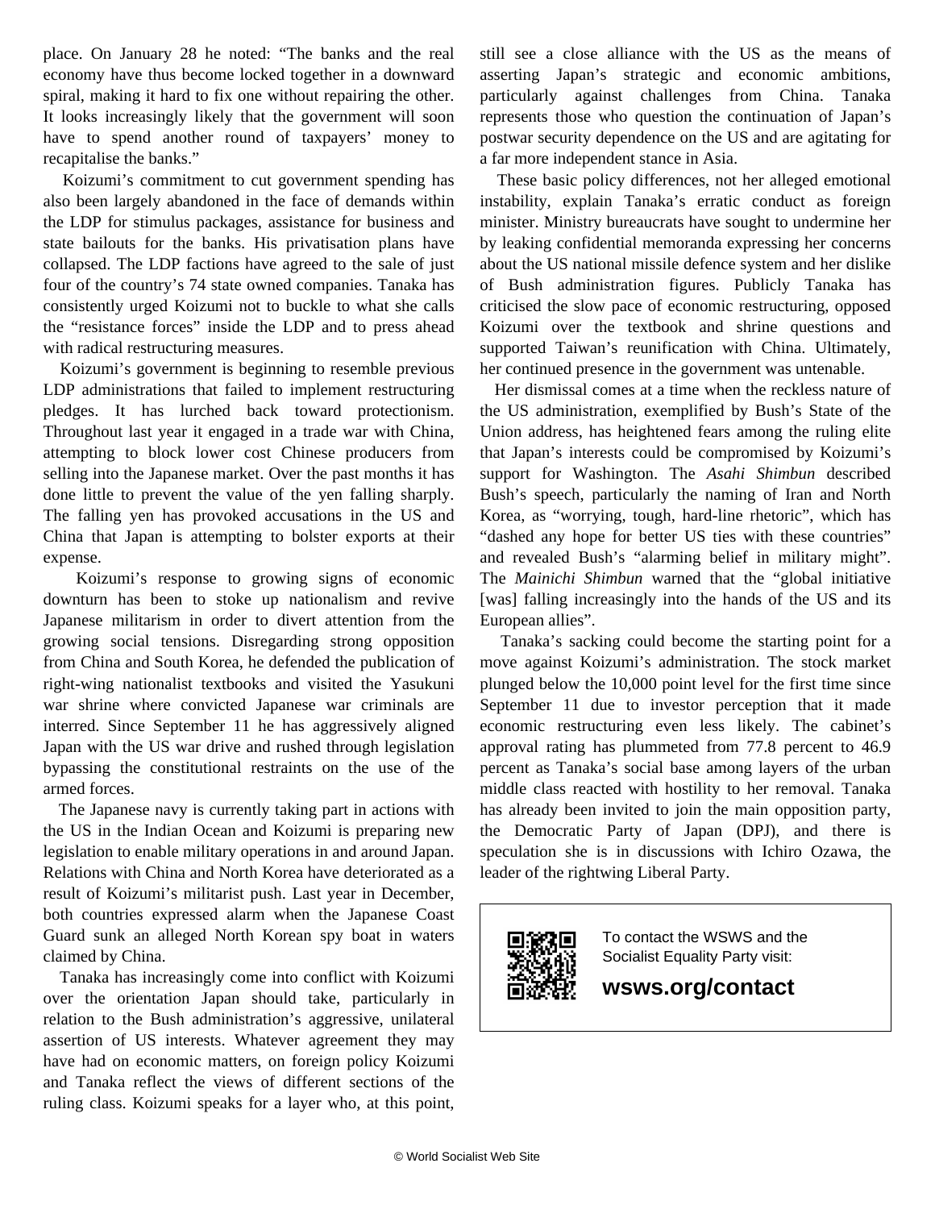place. On January 28 he noted: "The banks and the real economy have thus become locked together in a downward spiral, making it hard to fix one without repairing the other. It looks increasingly likely that the government will soon have to spend another round of taxpayers' money to recapitalise the banks."

Koizumi's commitment to cut government spending has also been largely abandoned in the face of demands within the LDP for stimulus packages, assistance for business and state bailouts for the banks. His privatisation plans have collapsed. The LDP factions have agreed to the sale of just four of the country's 74 state owned companies. Tanaka has consistently urged Koizumi not to buckle to what she calls the "resistance forces" inside the LDP and to press ahead with radical restructuring measures.

Koizumi's government is beginning to resemble previous LDP administrations that failed to implement restructuring pledges. It has lurched back toward protectionism. Throughout last year it engaged in a trade war with China, attempting to block lower cost Chinese producers from selling into the Japanese market. Over the past months it has done little to prevent the value of the yen falling sharply. The falling yen has provoked accusations in the US and China that Japan is attempting to bolster exports at their expense.

Koizumi's response to growing signs of economic downturn has been to stoke up nationalism and revive Japanese militarism in order to divert attention from the growing social tensions. Disregarding strong opposition from China and South Korea, he defended the publication of right-wing nationalist textbooks and visited the Yasukuni war shrine where convicted Japanese war criminals are interred. Since September 11 he has aggressively aligned Japan with the US war drive and rushed through legislation bypassing the constitutional restraints on the use of the armed forces.

The Japanese navy is currently taking part in actions with the US in the Indian Ocean and Koizumi is preparing new legislation to enable military operations in and around Japan. Relations with China and North Korea have deteriorated as a result of Koizumi's militarist push. Last year in December, both countries expressed alarm when the Japanese Coast Guard sunk an alleged North Korean spy boat in waters claimed by China.

Tanaka has increasingly come into conflict with Koizumi over the orientation Japan should take, particularly in relation to the Bush administration's aggressive, unilateral assertion of US interests. Whatever agreement they may have had on economic matters, on foreign policy Koizumi and Tanaka reflect the views of different sections of the ruling class. Koizumi speaks for a layer who, at this point, still see a close alliance with the US as the means of asserting Japan's strategic and economic ambitions, particularly against challenges from China. Tanaka represents those who question the continuation of Japan's postwar security dependence on the US and are agitating for a far more independent stance in Asia.

These basic policy differences, not her alleged emotional instability, explain Tanaka's erratic conduct as foreign minister. Ministry bureaucrats have sought to undermine her by leaking confidential memoranda expressing her concerns about the US national missile defence system and her dislike of Bush administration figures. Publicly Tanaka has criticised the slow pace of economic restructuring, opposed Koizumi over the textbook and shrine questions and supported Taiwan's reunification with China. Ultimately, her continued presence in the government was untenable.

Her dismissal comes at a time when the reckless nature of the US administration, exemplified by Bush's State of the Union address, has heightened fears among the ruling elite that Japan's interests could be compromised by Koizumi's support for Washington. The *Asahi Shimbun* described Bush's speech, particularly the naming of Iran and North Korea, as "worrying, tough, hard-line rhetoric", which has "dashed any hope for better US ties with these countries" and revealed Bush's "alarming belief in military might". The *Mainichi Shimbun* warned that the "global initiative [was] falling increasingly into the hands of the US and its European allies".

Tanaka's sacking could become the starting point for a move against Koizumi's administration. The stock market plunged below the 10,000 point level for the first time since September 11 due to investor perception that it made economic restructuring even less likely. The cabinet's approval rating has plummeted from 77.8 percent to 46.9 percent as Tanaka's social base among layers of the urban middle class reacted with hostility to her removal. Tanaka has already been invited to join the main opposition party, the Democratic Party of Japan (DPJ), and there is speculation she is in discussions with Ichiro Ozawa, the leader of the rightwing Liberal Party.

To contact the WSWS and the Socialist Equality Party visit:

**wsws.org/contact**